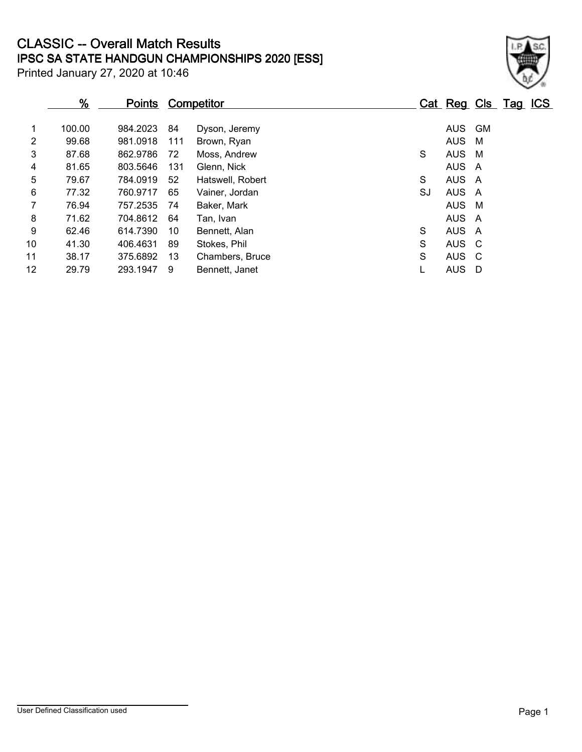# CLASSIC -- Overall Match Results

## IPSC SA STATE HANDGUN CHAMPIONSHIPS 2020 [ESS]

Printed January 27, 2020 at 10:46

| | % | Points | Competitor | | Cat | Reg | Cls | Tag | ICS |
|---|---|---|---|---|---|---|---|---|---|
| 1 | 100.00 | 984.2023 | 84 | Dyson, Jeremy | | AUS | GM | | |
| 2 | 99.68 | 981.0918 | 111 | Brown, Ryan | | AUS | M | | |
| 3 | 87.68 | 862.9786 | 72 | Moss, Andrew | S | AUS | M | | |
| 4 | 81.65 | 803.5646 | 131 | Glenn, Nick | | AUS | A | | |
| 5 | 79.67 | 784.0919 | 52 | Hatswell, Robert | S | AUS | A | | |
| 6 | 77.32 | 760.9717 | 65 | Vainer, Jordan | SJ | AUS | A | | |
| 7 | 76.94 | 757.2535 | 74 | Baker, Mark | | AUS | M | | |
| 8 | 71.62 | 704.8612 | 64 | Tan, Ivan | | AUS | A | | |
| 9 | 62.46 | 614.7390 | 10 | Bennett, Alan | S | AUS | A | | |
| 10 | 41.30 | 406.4631 | 89 | Stokes, Phil | S | AUS | C | | |
| 11 | 38.17 | 375.6892 | 13 | Chambers, Bruce | S | AUS | C | | |
| 12 | 29.79 | 293.1947 | 9 | Bennett, Janet | L | AUS | D | | |

User Defined Classification used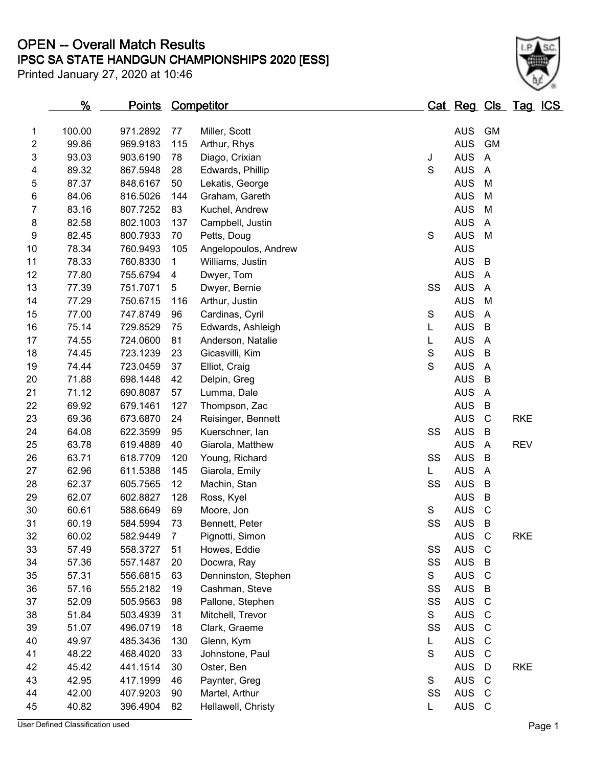# OPEN -- Overall Match Results

## IPSC SA STATE HANDGUN CHAMPIONSHIPS 2020 [ESS]

Printed January 27, 2020 at 10:46

| | % | Points | Competitor | | Cat | Reg | Cls | Tag | ICS |
|---|---|---|---|---|---|---|---|---|---|
| 1 | 100.00 | 971.2892 | 77 | Miller, Scott | | AUS | GM | | |
| 2 | 99.86 | 969.9183 | 115 | Arthur, Rhys | | AUS | GM | | |
| 3 | 93.03 | 903.6190 | 78 | Diago, Crixian | J | AUS | A | | |
| 4 | 89.32 | 867.5948 | 28 | Edwards, Phillip | S | AUS | A | | |
| 5 | 87.37 | 848.6167 | 50 | Lekatis, George | | AUS | M | | |
| 6 | 84.06 | 816.5026 | 144 | Graham, Gareth | | AUS | M | | |
| 7 | 83.16 | 807.7252 | 83 | Kuchel, Andrew | | AUS | M | | |
| 8 | 82.58 | 802.1003 | 137 | Campbell, Justin | | AUS | A | | |
| 9 | 82.45 | 800.7933 | 70 | Petts, Doug | S | AUS | M | | |
| 10 | 78.34 | 760.9493 | 105 | Angelopoulos, Andrew | | AUS | | | |
| 11 | 78.33 | 760.8330 | 1 | Williams, Justin | | AUS | B | | |
| 12 | 77.80 | 755.6794 | 4 | Dwyer, Tom | | AUS | A | | |
| 13 | 77.39 | 751.7071 | 5 | Dwyer, Bernie | SS | AUS | A | | |
| 14 | 77.29 | 750.6715 | 116 | Arthur, Justin | | AUS | M | | |
| 15 | 77.00 | 747.8749 | 96 | Cardinas, Cyril | S | AUS | A | | |
| 16 | 75.14 | 729.8529 | 75 | Edwards, Ashleigh | L | AUS | B | | |
| 17 | 74.55 | 724.0600 | 81 | Anderson, Natalie | L | AUS | A | | |
| 18 | 74.45 | 723.1239 | 23 | Gicasvilli, Kim | S | AUS | B | | |
| 19 | 74.44 | 723.0459 | 37 | Elliot, Craig | S | AUS | A | | |
| 20 | 71.88 | 698.1448 | 42 | Delpin, Greg | | AUS | B | | |
| 21 | 71.12 | 690.8087 | 57 | Lumma, Dale | | AUS | A | | |
| 22 | 69.92 | 679.1461 | 127 | Thompson, Zac | | AUS | B | | |
| 23 | 69.36 | 673.6870 | 24 | Reisinger, Bennett | | AUS | C | RKE | |
| 24 | 64.08 | 622.3599 | 95 | Kuerschner, Ian | SS | AUS | B | | |
| 25 | 63.78 | 619.4889 | 40 | Giarola, Matthew | | AUS | A | REV | |
| 26 | 63.71 | 618.7709 | 120 | Young, Richard | SS | AUS | B | | |
| 27 | 62.96 | 611.5388 | 145 | Giarola, Emily | L | AUS | A | | |
| 28 | 62.37 | 605.7565 | 12 | Machin, Stan | SS | AUS | B | | |
| 29 | 62.07 | 602.8827 | 128 | Ross, Kyel | | AUS | B | | |
| 30 | 60.61 | 588.6649 | 69 | Moore, Jon | S | AUS | C | | |
| 31 | 60.19 | 584.5994 | 73 | Bennett, Peter | SS | AUS | B | | |
| 32 | 60.02 | 582.9449 | 7 | Pignotti, Simon | | AUS | C | RKE | |
| 33 | 57.49 | 558.3727 | 51 | Howes, Eddie | SS | AUS | C | | |
| 34 | 57.36 | 557.1487 | 20 | Docwra, Ray | SS | AUS | B | | |
| 35 | 57.31 | 556.6815 | 63 | Denninston, Stephen | S | AUS | C | | |
| 36 | 57.16 | 555.2182 | 19 | Cashman, Steve | SS | AUS | B | | |
| 37 | 52.09 | 505.9563 | 98 | Pallone, Stephen | SS | AUS | C | | |
| 38 | 51.84 | 503.4939 | 31 | Mitchell, Trevor | S | AUS | C | | |
| 39 | 51.07 | 496.0719 | 18 | Clark, Graeme | SS | AUS | C | | |
| 40 | 49.97 | 485.3436 | 130 | Glenn, Kym | L | AUS | C | | |
| 41 | 48.22 | 468.4020 | 33 | Johnstone, Paul | S | AUS | C | | |
| 42 | 45.42 | 441.1514 | 30 | Oster, Ben | | AUS | D | RKE | |
| 43 | 42.95 | 417.1999 | 46 | Paynter, Greg | S | AUS | C | | |
| 44 | 42.00 | 407.9203 | 90 | Martel, Arthur | SS | AUS | C | | |
| 45 | 40.82 | 396.4904 | 82 | Hellawell, Christy | L | AUS | C | | |

User Defined Classification used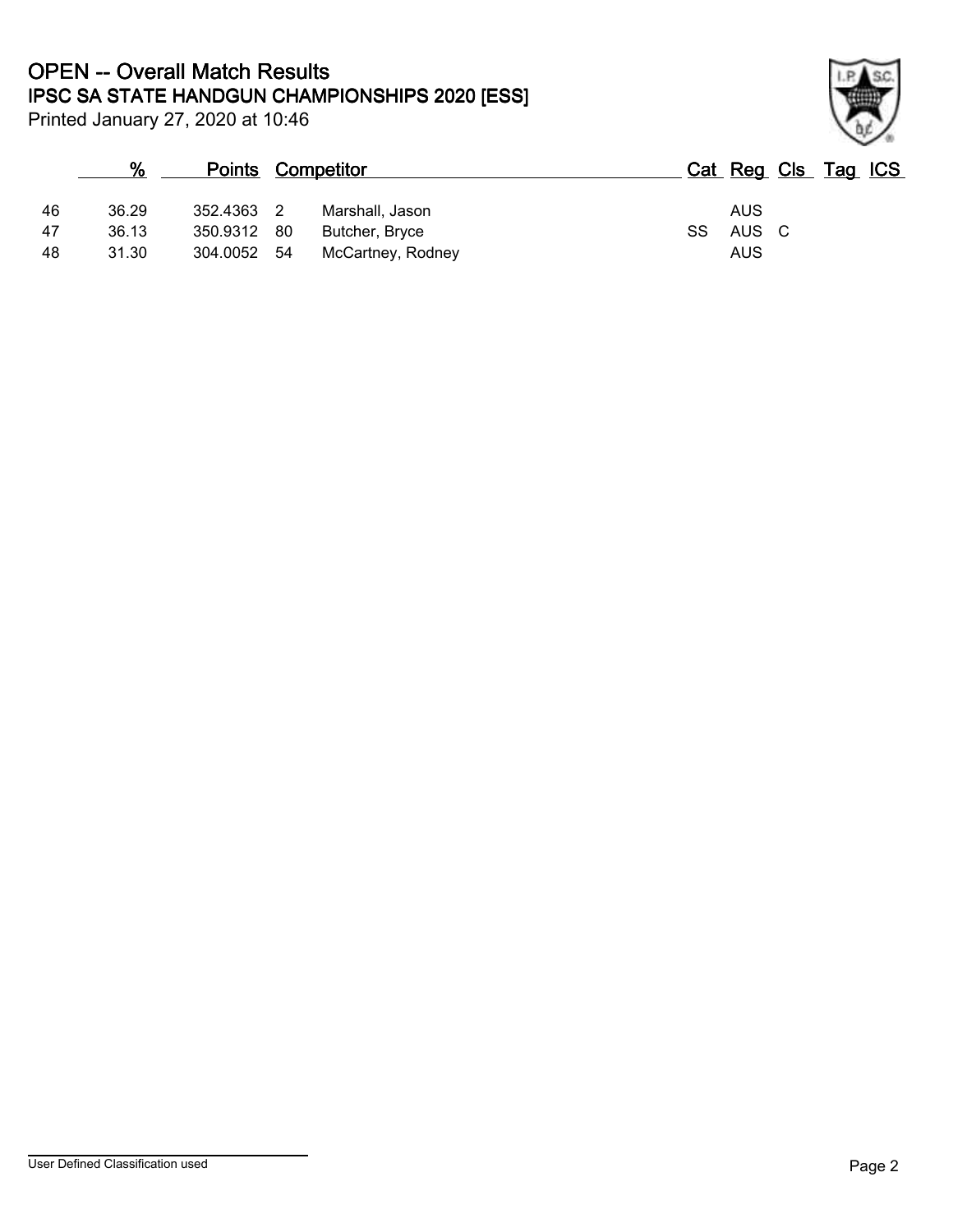# OPEN -- Overall Match Results
## IPSC SA STATE HANDGUN CHAMPIONSHIPS 2020 [ESS]

Printed January 27, 2020 at 10:46

| | % | Points | | Competitor | Cat | Reg | Cls | Tag | ICS |
|---|---|---|---|---|---|---|---|---|---|
| 46 | 36.29 | 352.4363 | 2 | Marshall, Jason | | AUS | | | |
| 47 | 36.13 | 350.9312 | 80 | Butcher, Bryce | SS | AUS | C | | |
| 48 | 31.30 | 304.0052 | 54 | McCartney, Rodney | | AUS | | | |

User Defined Classification used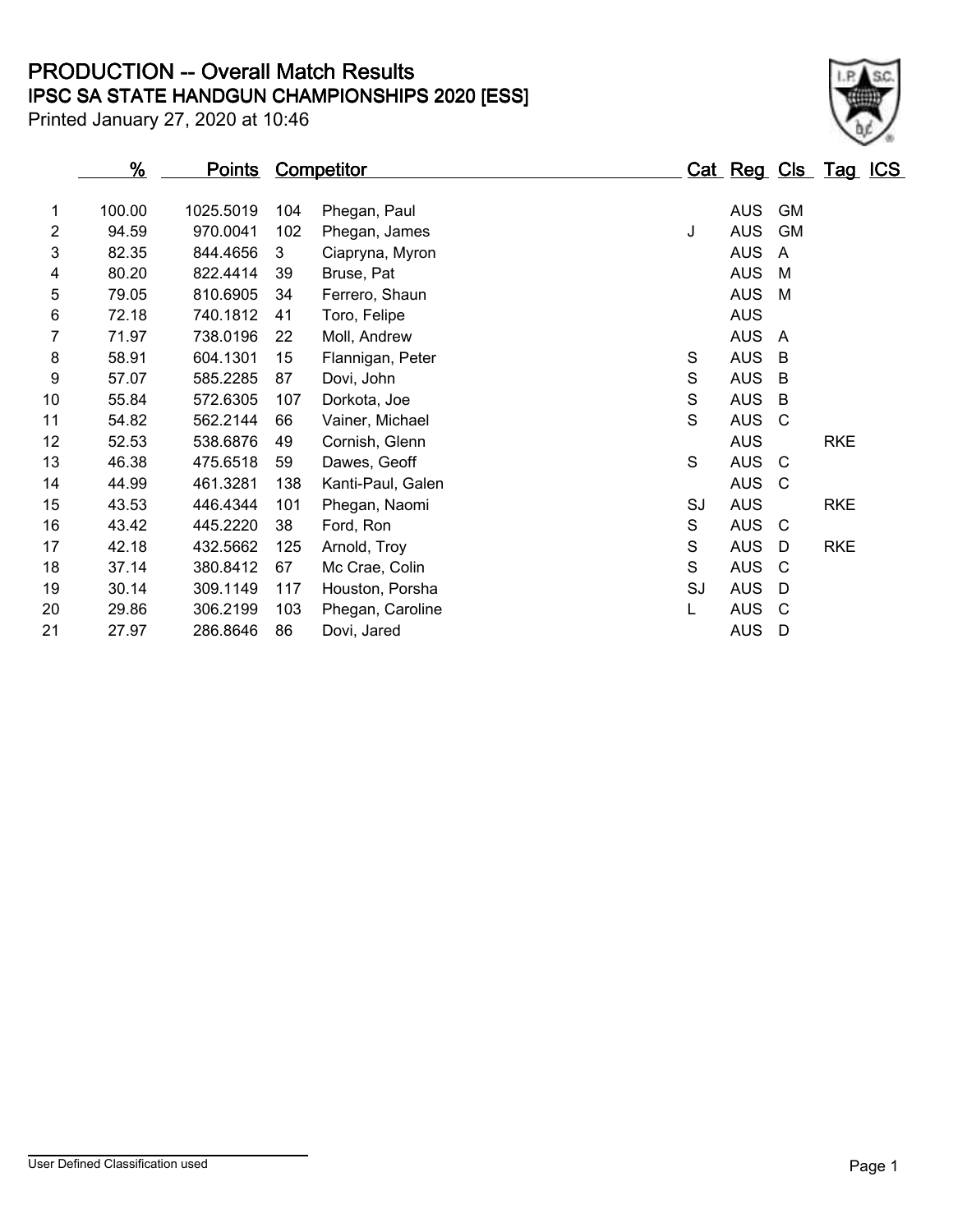# PRODUCTION -- Overall Match Results

## IPSC SA STATE HANDGUN CHAMPIONSHIPS 2020 [ESS]

Printed January 27, 2020 at 10:46

| | % | Points | Competitor | | Cat | Reg | Cls | Tag | ICS |
|---|---|---|---|---|---|---|---|---|---|
| 1 | 100.00 | 1025.5019 | 104 | Phegan, Paul | | AUS | GM | | |
| 2 | 94.59 | 970.0041 | 102 | Phegan, James | J | AUS | GM | | |
| 3 | 82.35 | 844.4656 | 3 | Ciapryna, Myron | | AUS | A | | |
| 4 | 80.20 | 822.4414 | 39 | Bruse, Pat | | AUS | M | | |
| 5 | 79.05 | 810.6905 | 34 | Ferrero, Shaun | | AUS | M | | |
| 6 | 72.18 | 740.1812 | 41 | Toro, Felipe | | AUS | | | |
| 7 | 71.97 | 738.0196 | 22 | Moll, Andrew | | AUS | A | | |
| 8 | 58.91 | 604.1301 | 15 | Flannigan, Peter | S | AUS | B | | |
| 9 | 57.07 | 585.2285 | 87 | Dovi, John | S | AUS | B | | |
| 10 | 55.84 | 572.6305 | 107 | Dorkota, Joe | S | AUS | B | | |
| 11 | 54.82 | 562.2144 | 66 | Vainer, Michael | S | AUS | C | | |
| 12 | 52.53 | 538.6876 | 49 | Cornish, Glenn | | AUS | | RKE | |
| 13 | 46.38 | 475.6518 | 59 | Dawes, Geoff | S | AUS | C | | |
| 14 | 44.99 | 461.3281 | 138 | Kanti-Paul, Galen | | AUS | C | | |
| 15 | 43.53 | 446.4344 | 101 | Phegan, Naomi | SJ | AUS | | RKE | |
| 16 | 43.42 | 445.2220 | 38 | Ford, Ron | S | AUS | C | | |
| 17 | 42.18 | 432.5662 | 125 | Arnold, Troy | S | AUS | D | RKE | |
| 18 | 37.14 | 380.8412 | 67 | Mc Crae, Colin | S | AUS | C | | |
| 19 | 30.14 | 309.1149 | 117 | Houston, Porsha | SJ | AUS | D | | |
| 20 | 29.86 | 306.2199 | 103 | Phegan, Caroline | L | AUS | C | | |
| 21 | 27.97 | 286.8646 | 86 | Dovi, Jared | | AUS | D | | |

User Defined Classification used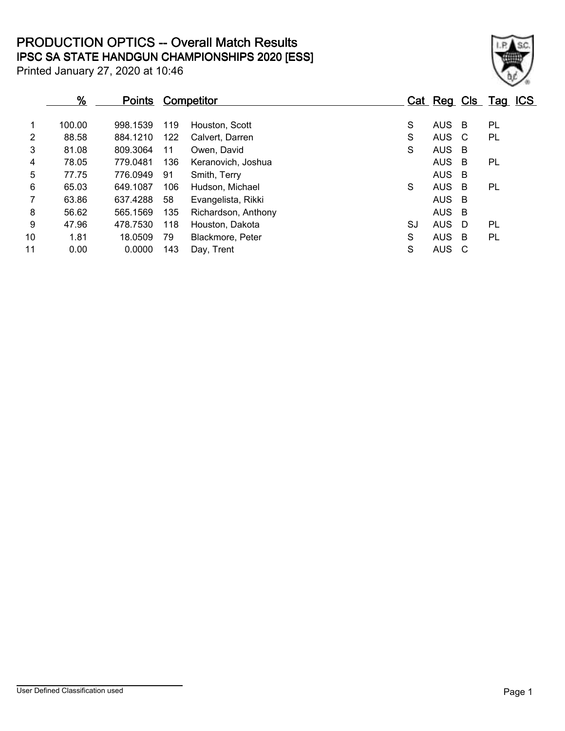# PRODUCTION OPTICS -- Overall Match Results

## IPSC SA STATE HANDGUN CHAMPIONSHIPS 2020 [ESS]

Printed January 27, 2020 at 10:46

| | % | Points | Competitor | | Cat | Reg | Cls | Tag | ICS |
|---|---|---|---|---|---|---|---|---|---|
| 1 | 100.00 | 998.1539 | 119 | Houston, Scott | S | AUS | B | PL | |
| 2 | 88.58 | 884.1210 | 122 | Calvert, Darren | S | AUS | C | PL | |
| 3 | 81.08 | 809.3064 | 11 | Owen, David | S | AUS | B | | |
| 4 | 78.05 | 779.0481 | 136 | Keranovich, Joshua | | AUS | B | PL | |
| 5 | 77.75 | 776.0949 | 91 | Smith, Terry | | AUS | B | | |
| 6 | 65.03 | 649.1087 | 106 | Hudson, Michael | S | AUS | B | PL | |
| 7 | 63.86 | 637.4288 | 58 | Evangelista, Rikki | | AUS | B | | |
| 8 | 56.62 | 565.1569 | 135 | Richardson, Anthony | | AUS | B | | |
| 9 | 47.96 | 478.7530 | 118 | Houston, Dakota | SJ | AUS | D | PL | |
| 10 | 1.81 | 18.0509 | 79 | Blackmore, Peter | S | AUS | B | PL | |
| 11 | 0.00 | 0.0000 | 143 | Day, Trent | S | AUS | C | | |

User Defined Classification used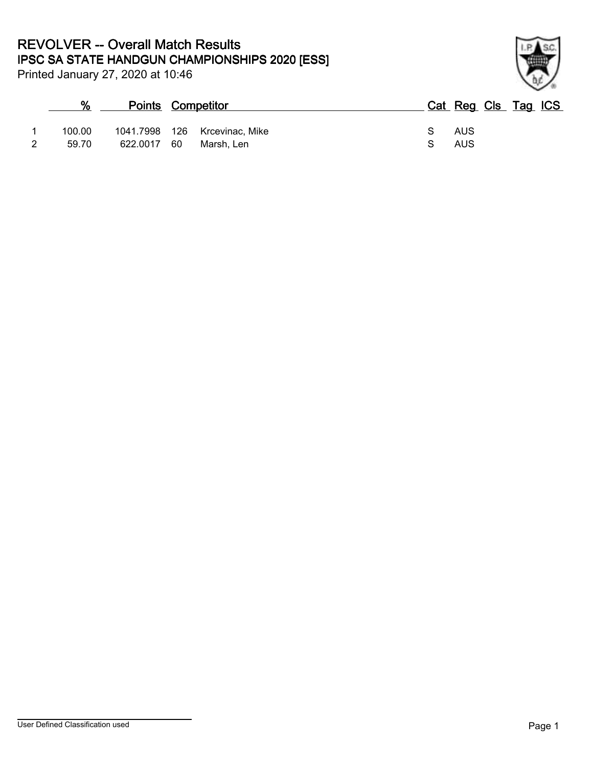# REVOLVER -- Overall Match Results

## IPSC SA STATE HANDGUN CHAMPIONSHIPS 2020 [ESS]

Printed January 27, 2020 at 10:46

| | % | Points | Competitor | | Cat | Reg | Cls | Tag | ICS |
|---|---|---|---|---|---|---|---|---|---|
| 1 | 100.00 | 1041.7998 | 126 | Krcevinac, Mike | S | AUS | | | |
| 2 | 59.70 | 622.0017 | 60 | Marsh, Len | S | AUS | | | |

User Defined Classification used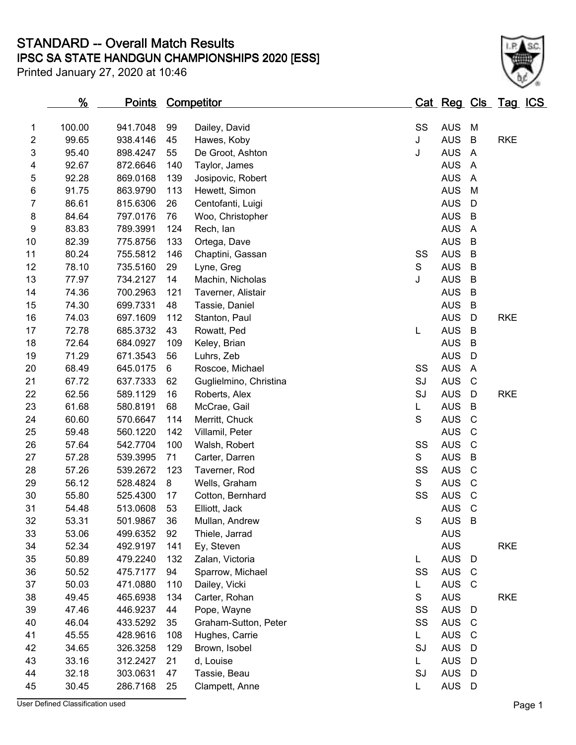# STANDARD -- Overall Match Results

## IPSC SA STATE HANDGUN CHAMPIONSHIPS 2020 [ESS]

Printed January 27, 2020 at 10:46

| | % | Points | Competitor | | Cat | Reg | Cls | Tag | ICS |
|---|---|---|---|---|---|---|---|---|---|
| 1 | 100.00 | 941.7048 | 99 | Dailey, David | SS | AUS | M | | |
| 2 | 99.65 | 938.4146 | 45 | Hawes, Koby | J | AUS | B | RKE | |
| 3 | 95.40 | 898.4247 | 55 | De Groot, Ashton | J | AUS | A | | |
| 4 | 92.67 | 872.6646 | 140 | Taylor, James | | AUS | A | | |
| 5 | 92.28 | 869.0168 | 139 | Josipovic, Robert | | AUS | A | | |
| 6 | 91.75 | 863.9790 | 113 | Hewett, Simon | | AUS | M | | |
| 7 | 86.61 | 815.6306 | 26 | Centofanti, Luigi | | AUS | D | | |
| 8 | 84.64 | 797.0176 | 76 | Woo, Christopher | | AUS | B | | |
| 9 | 83.83 | 789.3991 | 124 | Rech, Ian | | AUS | A | | |
| 10 | 82.39 | 775.8756 | 133 | Ortega, Dave | | AUS | B | | |
| 11 | 80.24 | 755.5812 | 146 | Chaptini, Gassan | SS | AUS | B | | |
| 12 | 78.10 | 735.5160 | 29 | Lyne, Greg | S | AUS | B | | |
| 13 | 77.97 | 734.2127 | 14 | Machin, Nicholas | J | AUS | B | | |
| 14 | 74.36 | 700.2963 | 121 | Taverner, Alistair | | AUS | B | | |
| 15 | 74.30 | 699.7331 | 48 | Tassie, Daniel | | AUS | B | | |
| 16 | 74.03 | 697.1609 | 112 | Stanton, Paul | | AUS | D | RKE | |
| 17 | 72.78 | 685.3732 | 43 | Rowatt, Ped | L | AUS | B | | |
| 18 | 72.64 | 684.0927 | 109 | Keley, Brian | | AUS | B | | |
| 19 | 71.29 | 671.3543 | 56 | Luhrs, Zeb | | AUS | D | | |
| 20 | 68.49 | 645.0175 | 6 | Roscoe, Michael | SS | AUS | A | | |
| 21 | 67.72 | 637.7333 | 62 | Guglielmino, Christina | SJ | AUS | C | | |
| 22 | 62.56 | 589.1129 | 16 | Roberts, Alex | SJ | AUS | D | RKE | |
| 23 | 61.68 | 580.8191 | 68 | McCrae, Gail | L | AUS | B | | |
| 24 | 60.60 | 570.6647 | 114 | Merritt, Chuck | S | AUS | C | | |
| 25 | 59.48 | 560.1220 | 142 | Villamil, Peter | | AUS | C | | |
| 26 | 57.64 | 542.7704 | 100 | Walsh, Robert | SS | AUS | C | | |
| 27 | 57.28 | 539.3995 | 71 | Carter, Darren | S | AUS | B | | |
| 28 | 57.26 | 539.2672 | 123 | Taverner, Rod | SS | AUS | C | | |
| 29 | 56.12 | 528.4824 | 8 | Wells, Graham | S | AUS | C | | |
| 30 | 55.80 | 525.4300 | 17 | Cotton, Bernhard | SS | AUS | C | | |
| 31 | 54.48 | 513.0608 | 53 | Elliott, Jack | | AUS | C | | |
| 32 | 53.31 | 501.9867 | 36 | Mullan, Andrew | S | AUS | B | | |
| 33 | 53.06 | 499.6352 | 92 | Thiele, Jarrad | | AUS | | | |
| 34 | 52.34 | 492.9197 | 141 | Ey, Steven | | AUS | | RKE | |
| 35 | 50.89 | 479.2240 | 132 | Zalan, Victoria | L | AUS | D | | |
| 36 | 50.52 | 475.7177 | 94 | Sparrow, Michael | SS | AUS | C | | |
| 37 | 50.03 | 471.0880 | 110 | Dailey, Vicki | L | AUS | C | | |
| 38 | 49.45 | 465.6938 | 134 | Carter, Rohan | S | AUS | | RKE | |
| 39 | 47.46 | 446.9237 | 44 | Pope, Wayne | SS | AUS | D | | |
| 40 | 46.04 | 433.5292 | 35 | Graham-Sutton, Peter | SS | AUS | C | | |
| 41 | 45.55 | 428.9616 | 108 | Hughes, Carrie | L | AUS | C | | |
| 42 | 34.65 | 326.3258 | 129 | Brown, Isobel | SJ | AUS | D | | |
| 43 | 33.16 | 312.2427 | 21 | d, Louise | L | AUS | D | | |
| 44 | 32.18 | 303.0631 | 47 | Tassie, Beau | SJ | AUS | D | | |
| 45 | 30.45 | 286.7168 | 25 | Clampett, Anne | L | AUS | D | | |

User Defined Classification used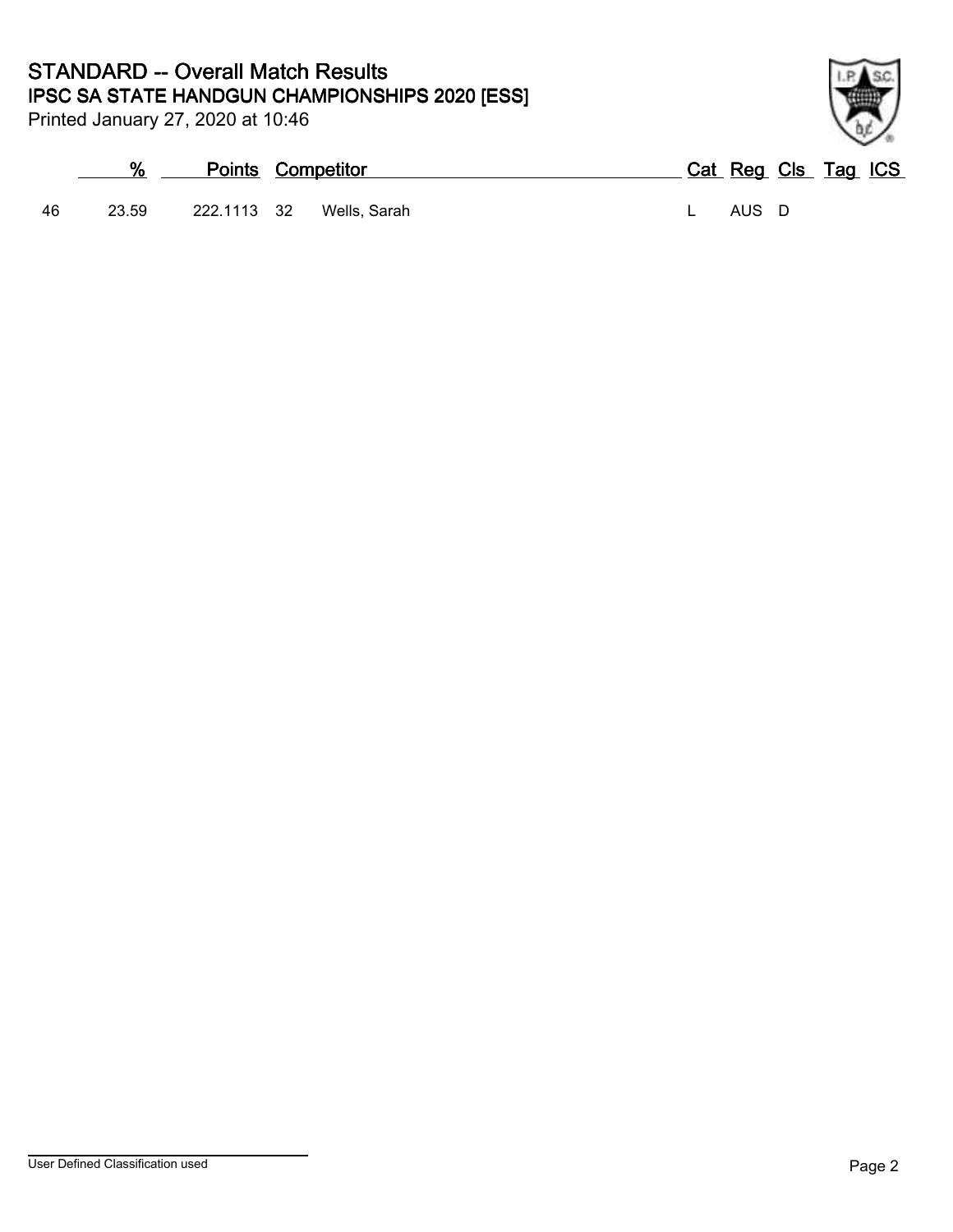# STANDARD -- Overall Match Results

## IPSC SA STATE HANDGUN CHAMPIONSHIPS 2020 [ESS]

Printed January 27, 2020 at 10:46

| | % | Points | Competitor | | Cat | Reg | Cls | Tag | ICS |
|---|---|---|---|---|---|---|---|---|---|
| 46 | 23.59 | 222.1113 | 32 | Wells, Sarah | L | AUS | D | | |

User Defined Classification used